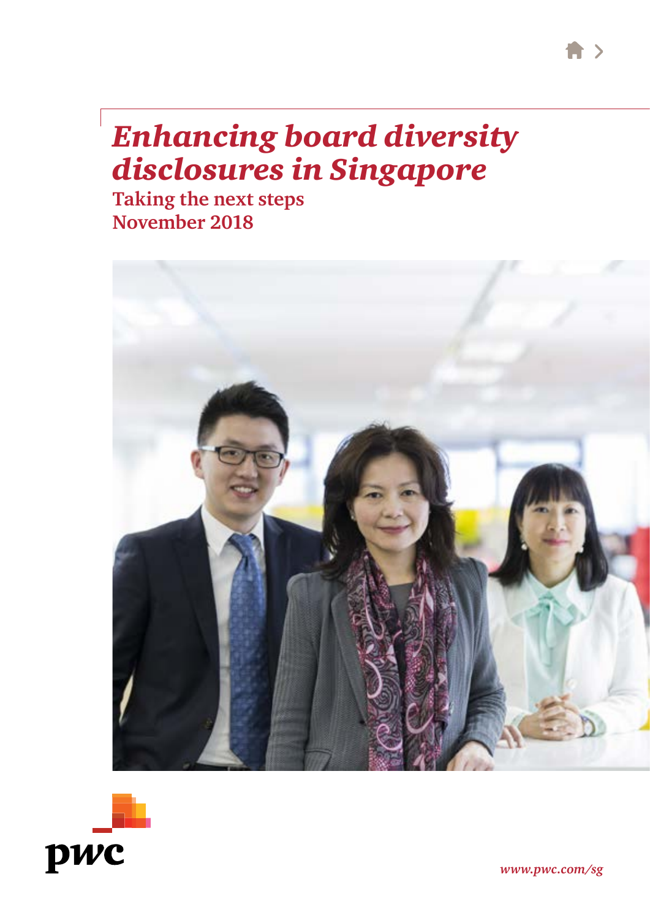# *Enhancing board diversity disclosures in Singapore*

**Taking the next steps**
**November 2018**

pwc

*www.pwc.com/sg*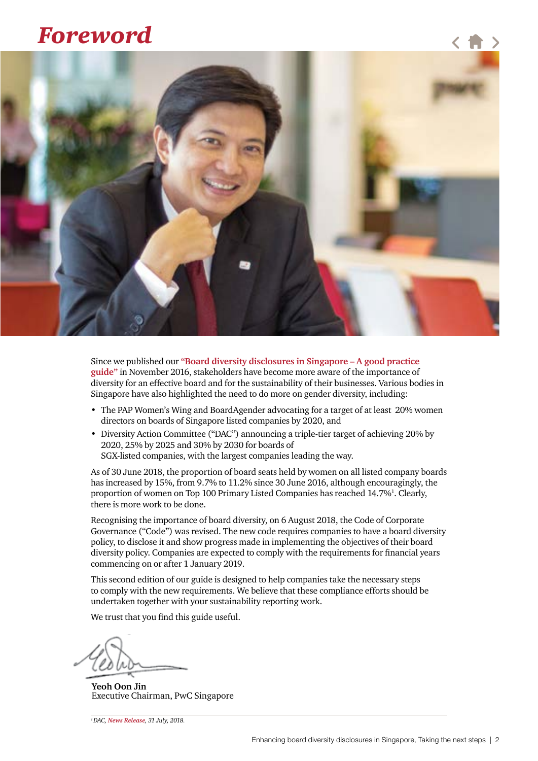# Foreword

Since we published our **"Board diversity disclosures in Singapore – A good practice guide"** in November 2016, stakeholders have become more aware of the importance of diversity for an effective board and for the sustainability of their businesses. Various bodies in Singapore have also highlighted the need to do more on gender diversity, including:

- The PAP Women's Wing and BoardAgender advocating for a target of at least 20% women directors on boards of Singapore listed companies by 2020, and
- Diversity Action Committee ("DAC") announcing a triple-tier target of achieving 20% by 2020, 25% by 2025 and 30% by 2030 for boards of SGX-listed companies, with the largest companies leading the way.

As of 30 June 2018, the proportion of board seats held by women on all listed company boards has increased by 15%, from 9.7% to 11.2% since 30 June 2016, although encouragingly, the proportion of women on Top 100 Primary Listed Companies has reached 14.7%[1]. Clearly, there is more work to be done.

Recognising the importance of board diversity, on 6 August 2018, the Code of Corporate Governance ("Code") was revised. The new code requires companies to have a board diversity policy, to disclose it and show progress made in implementing the objectives of their board diversity policy. Companies are expected to comply with the requirements for financial years commencing on or after 1 January 2019.

This second edition of our guide is designed to help companies take the necessary steps to comply with the new requirements. We believe that these compliance efforts should be undertaken together with your sustainability reporting work.

We trust that you find this guide useful.

**Yeoh Oon Jin**
Executive Chairman, PwC Singapore

*[1] DAC, News Release, 31 July, 2018.*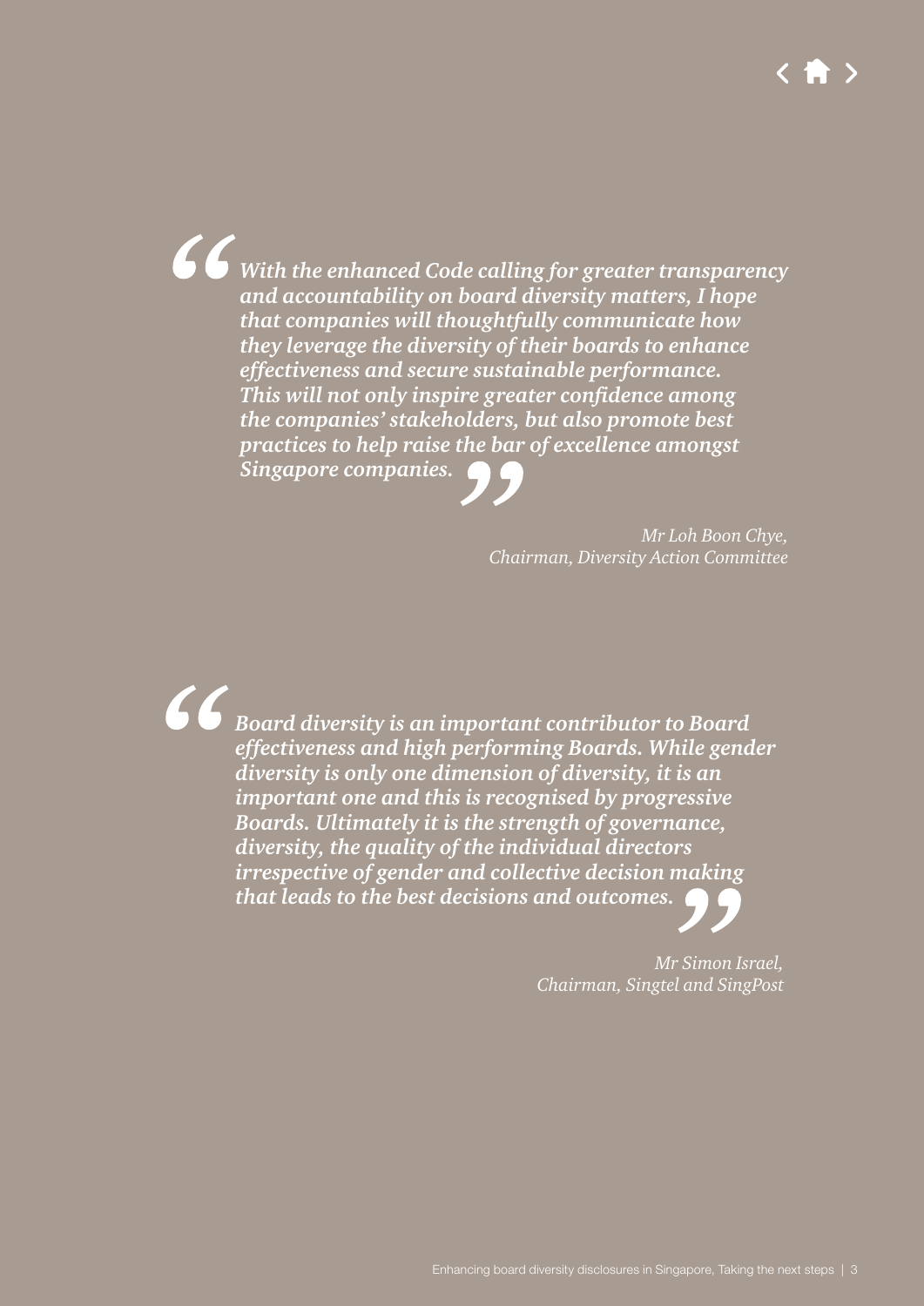> *With the enhanced Code calling for greater transparency and accountability on board diversity matters, I hope that companies will thoughtfully communicate how they leverage the diversity of their boards to enhance effectiveness and secure sustainable performance. This will not only inspire greater confidence among the companies' stakeholders, but also promote best practices to help raise the bar of excellence amongst Singapore companies.*
>
> *Mr Loh Boon Chye,*
> *Chairman, Diversity Action Committee*

> *Board diversity is an important contributor to Board effectiveness and high performing Boards. While gender diversity is only one dimension of diversity, it is an important one and this is recognised by progressive Boards. Ultimately it is the strength of governance, diversity, the quality of the individual directors irrespective of gender and collective decision making that leads to the best decisions and outcomes.*
>
> *Mr Simon Israel,*
> *Chairman, Singtel and SingPost*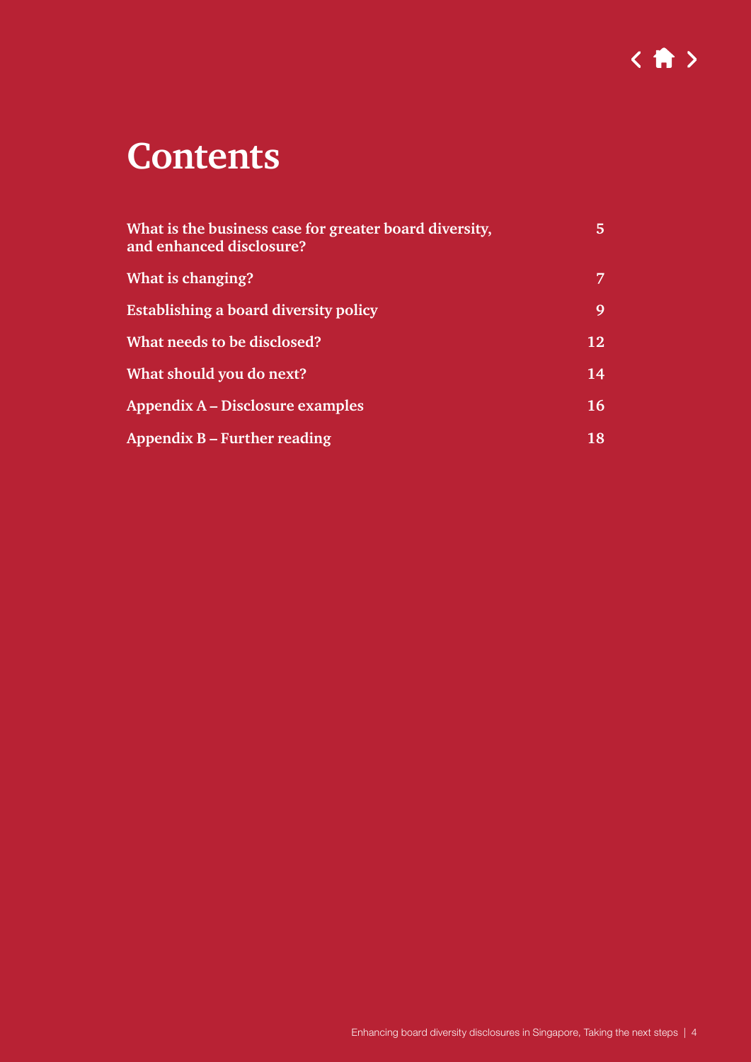# Contents

| | |
|---|---|
| **What is the business case for greater board diversity, and enhanced disclosure?** | **5** |
| **What is changing?** | **7** |
| **Establishing a board diversity policy** | **9** |
| **What needs to be disclosed?** | **12** |
| **What should you do next?** | **14** |
| **Appendix A – Disclosure examples** | **16** |
| **Appendix B – Further reading** | **18** |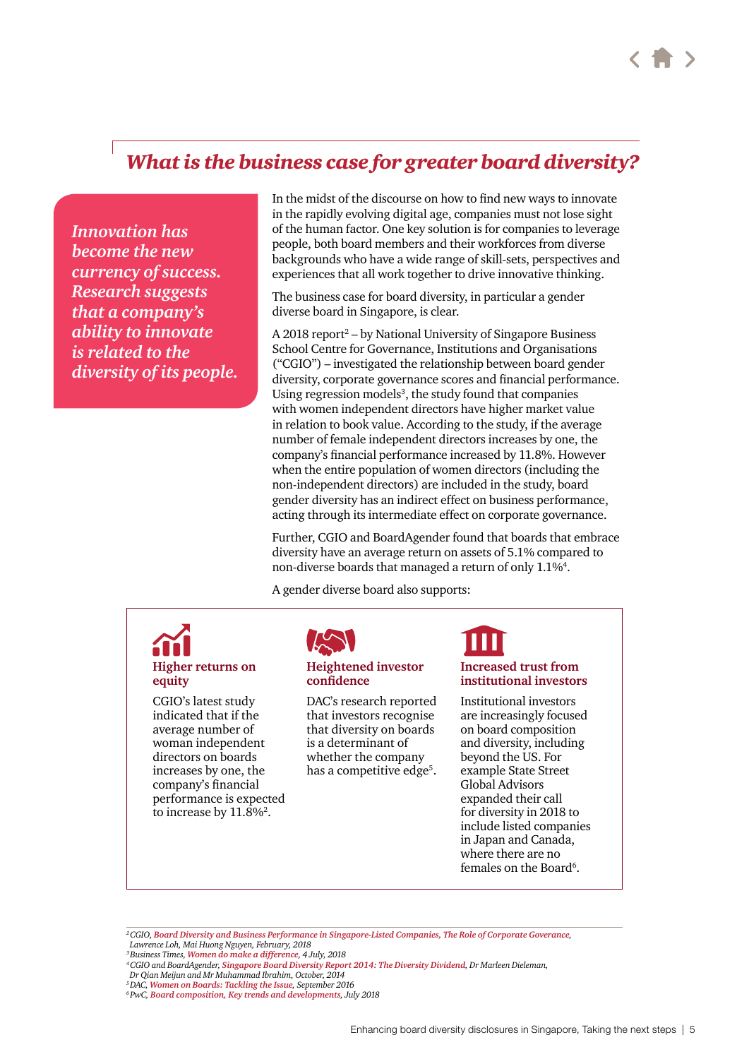## *What is the business case for greater board diversity?*

*Innovation has become the new currency of success. Research suggests that a company's ability to innovate is related to the diversity of its people.*

In the midst of the discourse on how to find new ways to innovate in the rapidly evolving digital age, companies must not lose sight of the human factor. One key solution is for companies to leverage people, both board members and their workforces from diverse backgrounds who have a wide range of skill-sets, perspectives and experiences that all work together to drive innovative thinking.

The business case for board diversity, in particular a gender diverse board in Singapore, is clear.

A 2018 report[2] – by National University of Singapore Business School Centre for Governance, Institutions and Organisations ("CGIO") – investigated the relationship between board gender diversity, corporate governance scores and financial performance. Using regression models[3], the study found that companies with women independent directors have higher market value in relation to book value. According to the study, if the average number of female independent directors increases by one, the company's financial performance increased by 11.8%. However when the entire population of women directors (including the non-independent directors) are included in the study, board gender diversity has an indirect effect on business performance, acting through its intermediate effect on corporate governance.

Further, CGIO and BoardAgender found that boards that embrace diversity have an average return on assets of 5.1% compared to non-diverse boards that managed a return of only 1.1%[4].

A gender diverse board also supports:

**Higher returns on equity**

CGIO's latest study indicated that if the average number of woman independent directors on boards increases by one, the company's financial performance is expected to increase by 11.8%[2].

**Heightened investor confidence**

DAC's research reported that investors recognise that diversity on boards is a determinant of whether the company has a competitive edge[5].

**Increased trust from institutional investors**

Institutional investors are increasingly focused on board composition and diversity, including beyond the US. For example State Street Global Advisors expanded their call for diversity in 2018 to include listed companies in Japan and Canada, where there are no females on the Board[6].

---

[2] *CGIO, Board Diversity and Business Performance in Singapore-Listed Companies, The Role of Corporate Goverance, Lawrence Loh, Mai Huong Nguyen, February, 2018*
[3] *Business Times, Women do make a difference, 4 July, 2018*
[4] *CGIO and BoardAgender, Singapore Board Diversity Report 2014: The Diversity Dividend, Dr Marleen Dieleman, Dr Qian Meijun and Mr Muhammad Ibrahim, October, 2014*
[5] *DAC, Women on Boards: Tackling the Issue, September 2016*
[6] *PwC, Board composition, Key trends and developments, July 2018*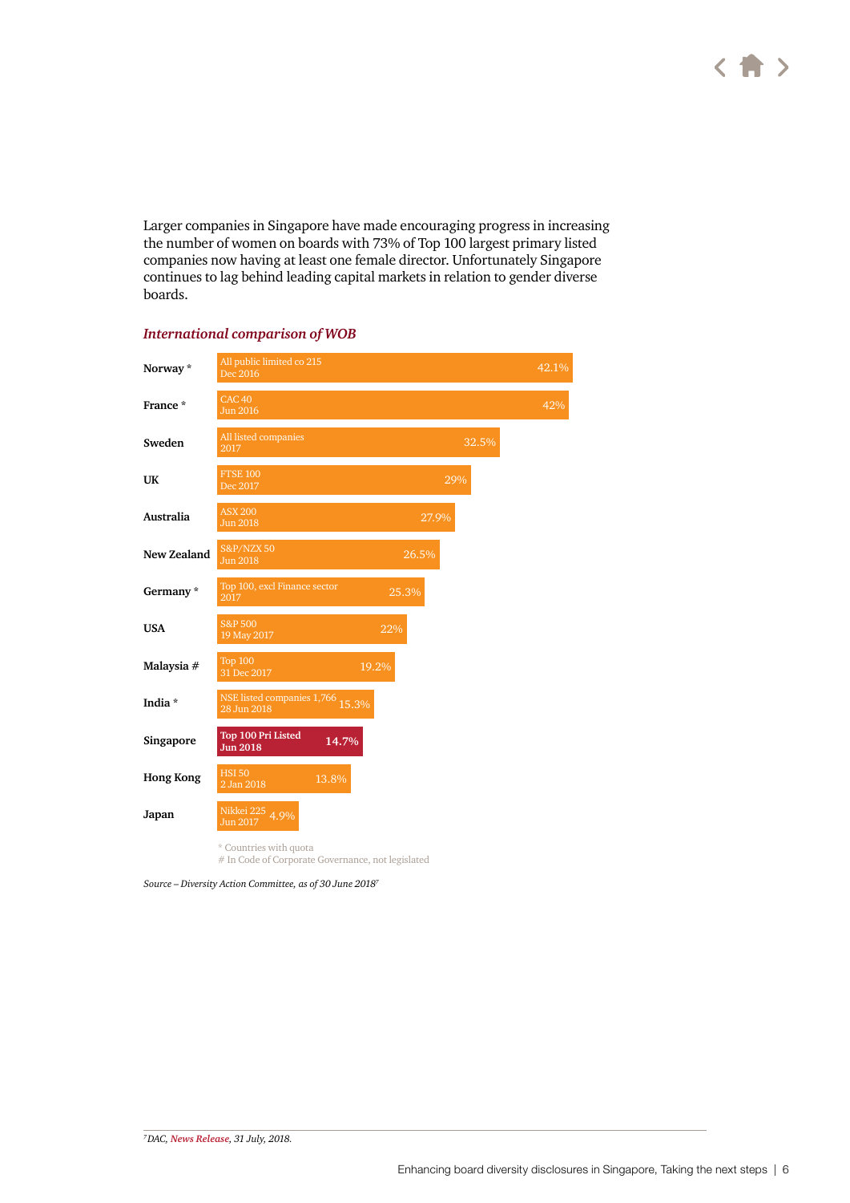Larger companies in Singapore have made encouraging progress in increasing the number of women on boards with 73% of Top 100 largest primary listed companies now having at least one female director. Unfortunately Singapore continues to lag behind leading capital markets in relation to gender diverse boards.

***International comparison of WOB***

| Country | Index / Date | WOB |
| --- | --- | --- |
| Norway * | All public limited co 215, Dec 2016 | 42.1% |
| France * | CAC 40, Jun 2016 | 42% |
| Sweden | All listed companies, 2017 | 32.5% |
| UK | FTSE 100, Dec 2017 | 29% |
| Australia | ASX 200, Jun 2018 | 27.9% |
| New Zealand | S&P/NZX 50, Jun 2018 | 26.5% |
| Germany * | Top 100, excl Finance sector, 2017 | 25.3% |
| USA | S&P 500, 19 May 2017 | 22% |
| Malaysia # | Top 100, 31 Dec 2017 | 19.2% |
| India * | NSE listed companies 1,766, 28 Jun 2018 | 15.3% |
| **Singapore** | **Top 100 Pri Listed, Jun 2018** | **14.7%** |
| Hong Kong | HSI 50, 2 Jan 2018 | 13.8% |
| Japan | Nikkei 225, Jun 2017 | 4.9% |

\* Countries with quota
# In Code of Corporate Governance, not legislated

*Source – Diversity Action Committee, as of 30 June 2018*[7]

[7] *DAC, News Release, 31 July, 2018.*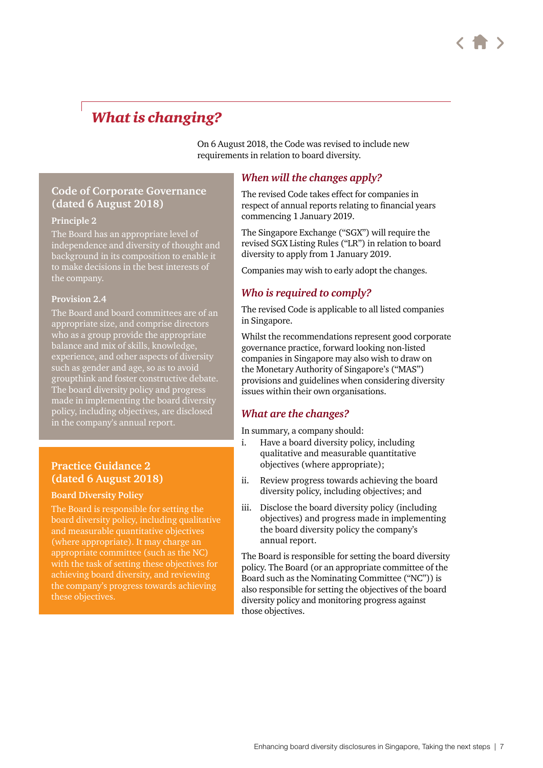## What is changing?

On 6 August 2018, the Code was revised to include new requirements in relation to board diversity.

### Code of Corporate Governance (dated 6 August 2018)

**Principle 2**

The Board has an appropriate level of independence and diversity of thought and background in its composition to enable it to make decisions in the best interests of the company.

**Provision 2.4**

The Board and board committees are of an appropriate size, and comprise directors who as a group provide the appropriate balance and mix of skills, knowledge, experience, and other aspects of diversity such as gender and age, so as to avoid groupthink and foster constructive debate. The board diversity policy and progress made in implementing the board diversity policy, including objectives, are disclosed in the company's annual report.

### Practice Guidance 2 (dated 6 August 2018)

**Board Diversity Policy**

The Board is responsible for setting the board diversity policy, including qualitative and measurable quantitative objectives (where appropriate). It may charge an appropriate committee (such as the NC) with the task of setting these objectives for achieving board diversity, and reviewing the company's progress towards achieving these objectives.

### *When will the changes apply?*

The revised Code takes effect for companies in respect of annual reports relating to financial years commencing 1 January 2019.

The Singapore Exchange ("SGX") will require the revised SGX Listing Rules ("LR") in relation to board diversity to apply from 1 January 2019.

Companies may wish to early adopt the changes.

### *Who is required to comply?*

The revised Code is applicable to all listed companies in Singapore.

Whilst the recommendations represent good corporate governance practice, forward looking non-listed companies in Singapore may also wish to draw on the Monetary Authority of Singapore's ("MAS") provisions and guidelines when considering diversity issues within their own organisations.

### *What are the changes?*

In summary, a company should:

i. Have a board diversity policy, including qualitative and measurable quantitative objectives (where appropriate);

ii. Review progress towards achieving the board diversity policy, including objectives; and

iii. Disclose the board diversity policy (including objectives) and progress made in implementing the board diversity policy the company's annual report.

The Board is responsible for setting the board diversity policy. The Board (or an appropriate committee of the Board such as the Nominating Committee ("NC")) is also responsible for setting the objectives of the board diversity policy and monitoring progress against those objectives.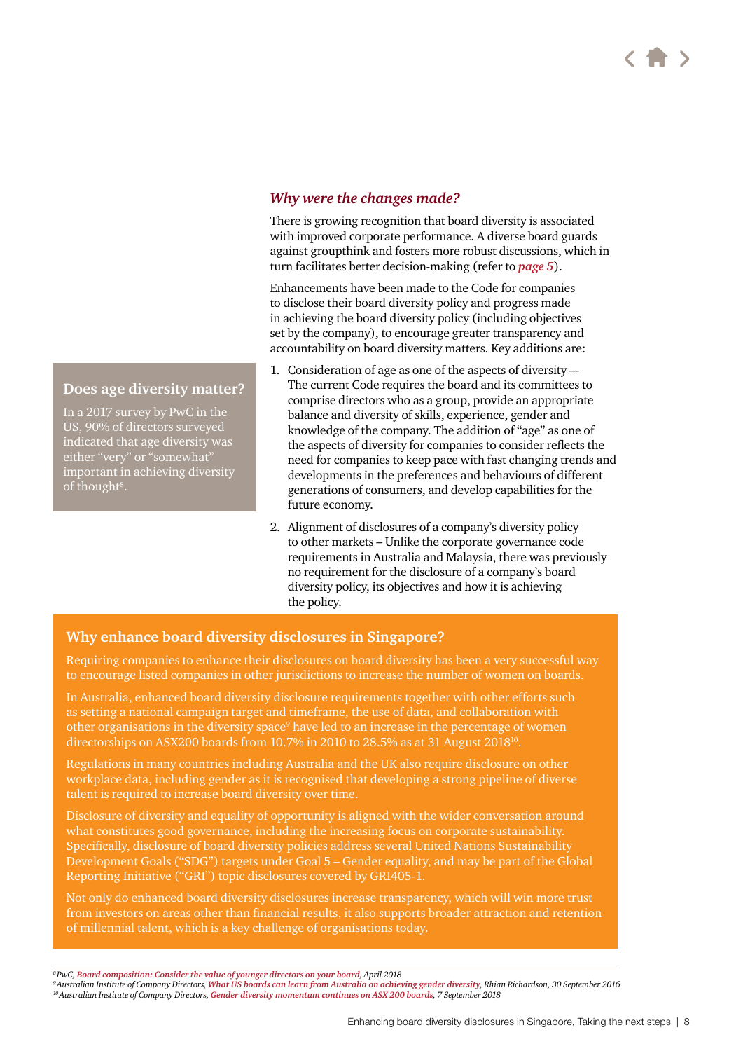### *Why were the changes made?*

There is growing recognition that board diversity is associated with improved corporate performance. A diverse board guards against groupthink and fosters more robust discussions, which in turn facilitates better decision-making (refer to ***page 5***).

Enhancements have been made to the Code for companies to disclose their board diversity policy and progress made in achieving the board diversity policy (including objectives set by the company), to encourage greater transparency and accountability on board diversity matters. Key additions are:

1. Consideration of age as one of the aspects of diversity –- The current Code requires the board and its committees to comprise directors who as a group, provide an appropriate balance and diversity of skills, experience, gender and knowledge of the company. The addition of "age" as one of the aspects of diversity for companies to consider reflects the need for companies to keep pace with fast changing trends and developments in the preferences and behaviours of different generations of consumers, and develop capabilities for the future economy.
2. Alignment of disclosures of a company's diversity policy to other markets – Unlike the corporate governance code requirements in Australia and Malaysia, there was previously no requirement for the disclosure of a company's board diversity policy, its objectives and how it is achieving the policy.

### Does age diversity matter?

In a 2017 survey by PwC in the US, 90% of directors surveyed indicated that age diversity was either "very" or "somewhat" important in achieving diversity of thought[8].

### Why enhance board diversity disclosures in Singapore?

Requiring companies to enhance their disclosures on board diversity has been a very successful way to encourage listed companies in other jurisdictions to increase the number of women on boards.

In Australia, enhanced board diversity disclosure requirements together with other efforts such as setting a national campaign target and timeframe, the use of data, and collaboration with other organisations in the diversity space[9] have led to an increase in the percentage of women directorships on ASX200 boards from 10.7% in 2010 to 28.5% as at 31 August 2018[10].

Regulations in many countries including Australia and the UK also require disclosure on other workplace data, including gender as it is recognised that developing a strong pipeline of diverse talent is required to increase board diversity over time.

Disclosure of diversity and equality of opportunity is aligned with the wider conversation around what constitutes good governance, including the increasing focus on corporate sustainability. Specifically, disclosure of board diversity policies address several United Nations Sustainability Development Goals ("SDG") targets under Goal 5 – Gender equality, and may be part of the Global Reporting Initiative ("GRI") topic disclosures covered by GRI405-1.

Not only do enhanced board diversity disclosures increase transparency, which will win more trust from investors on areas other than financial results, it also supports broader attraction and retention of millennial talent, which is a key challenge of organisations today.

---

*[8] PwC, **Board composition: Consider the value of younger directors on your board**, April 2018*
*[9] Australian Institute of Company Directors, **What US boards can learn from Australia on achieving gender diversity**, Rhian Richardson, 30 September 2016*
*[10] Australian Institute of Company Directors, **Gender diversity momentum continues on ASX 200 boards**, 7 September 2018*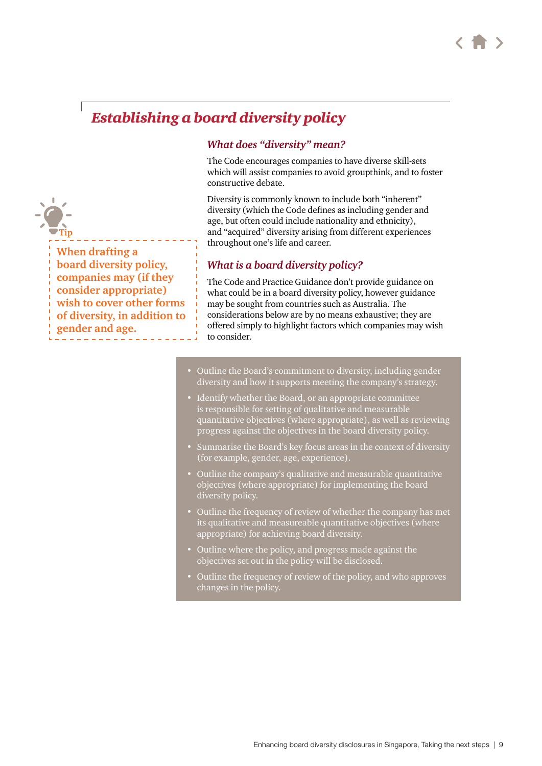## *Establishing a board diversity policy*

### *What does "diversity" mean?*

The Code encourages companies to have diverse skill-sets which will assist companies to avoid groupthink, and to foster constructive debate.

Diversity is commonly known to include both "inherent" diversity (which the Code defines as including gender and age, but often could include nationality and ethnicity), and "acquired" diversity arising from different experiences throughout one's life and career.

Tip

**When drafting a board diversity policy, companies may (if they consider appropriate) wish to cover other forms of diversity, in addition to gender and age.**

### *What is a board diversity policy?*

The Code and Practice Guidance don't provide guidance on what could be in a board diversity policy, however guidance may be sought from countries such as Australia. The considerations below are by no means exhaustive; they are offered simply to highlight factors which companies may wish to consider.

- Outline the Board's commitment to diversity, including gender diversity and how it supports meeting the company's strategy.
- Identify whether the Board, or an appropriate committee is responsible for setting of qualitative and measurable quantitative objectives (where appropriate), as well as reviewing progress against the objectives in the board diversity policy.
- Summarise the Board's key focus areas in the context of diversity (for example, gender, age, experience).
- Outline the company's qualitative and measurable quantitative objectives (where appropriate) for implementing the board diversity policy.
- Outline the frequency of review of whether the company has met its qualitative and measureable quantitative objectives (where appropriate) for achieving board diversity.
- Outline where the policy, and progress made against the objectives set out in the policy will be disclosed.
- Outline the frequency of review of the policy, and who approves changes in the policy.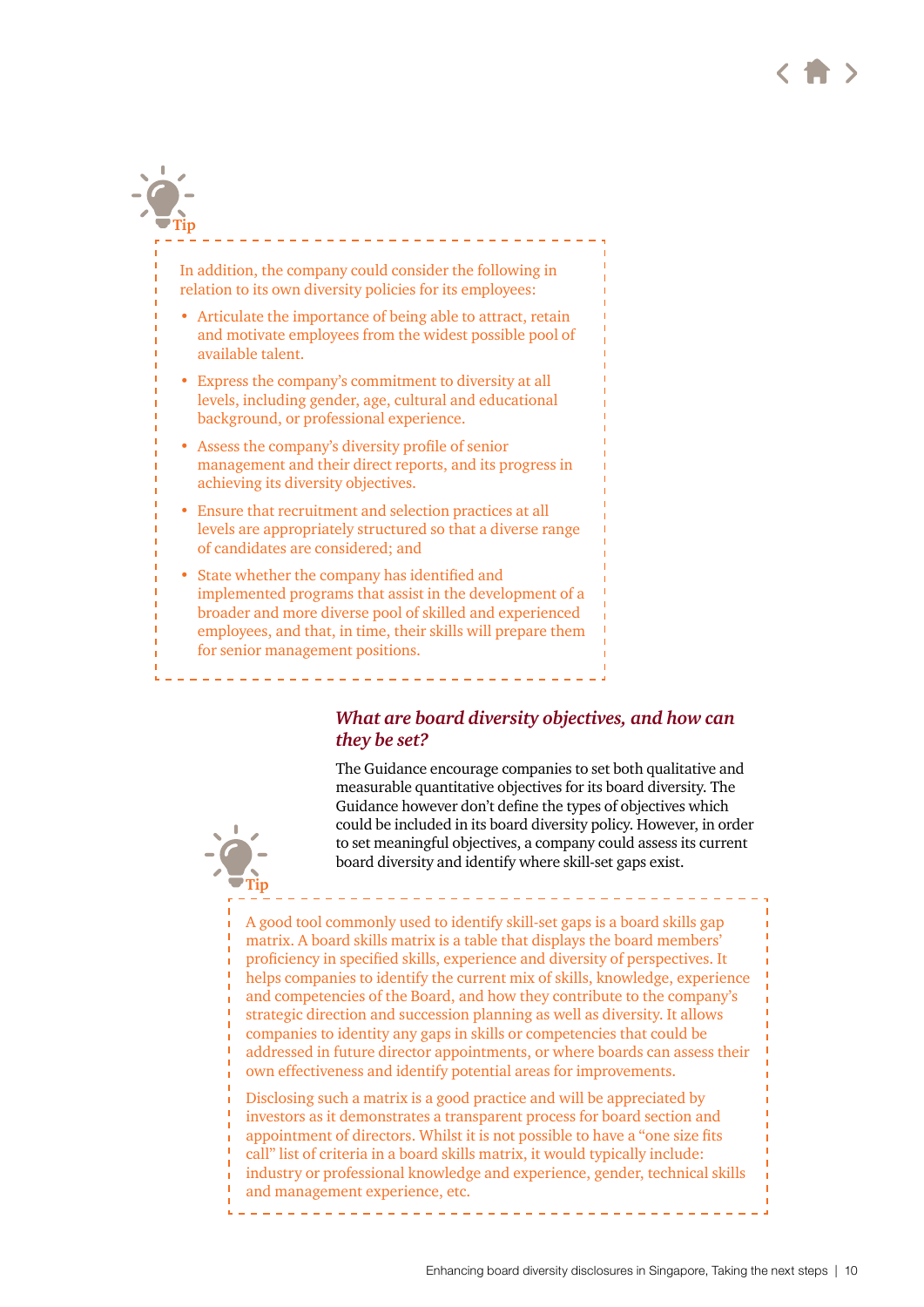**Tip**

In addition, the company could consider the following in relation to its own diversity policies for its employees:

- Articulate the importance of being able to attract, retain and motivate employees from the widest possible pool of available talent.
- Express the company's commitment to diversity at all levels, including gender, age, cultural and educational background, or professional experience.
- Assess the company's diversity profile of senior management and their direct reports, and its progress in achieving its diversity objectives.
- Ensure that recruitment and selection practices at all levels are appropriately structured so that a diverse range of candidates are considered; and
- State whether the company has identified and implemented programs that assist in the development of a broader and more diverse pool of skilled and experienced employees, and that, in time, their skills will prepare them for senior management positions.

### *What are board diversity objectives, and how can they be set?*

The Guidance encourage companies to set both qualitative and measurable quantitative objectives for its board diversity. The Guidance however don't define the types of objectives which could be included in its board diversity policy. However, in order to set meaningful objectives, a company could assess its current board diversity and identify where skill-set gaps exist.

**Tip**

A good tool commonly used to identify skill-set gaps is a board skills gap matrix. A board skills matrix is a table that displays the board members' proficiency in specified skills, experience and diversity of perspectives. It helps companies to identify the current mix of skills, knowledge, experience and competencies of the Board, and how they contribute to the company's strategic direction and succession planning as well as diversity. It allows companies to identity any gaps in skills or competencies that could be addressed in future director appointments, or where boards can assess their own effectiveness and identify potential areas for improvements.

Disclosing such a matrix is a good practice and will be appreciated by investors as it demonstrates a transparent process for board section and appointment of directors. Whilst it is not possible to have a "one size fits call" list of criteria in a board skills matrix, it would typically include: industry or professional knowledge and experience, gender, technical skills and management experience, etc.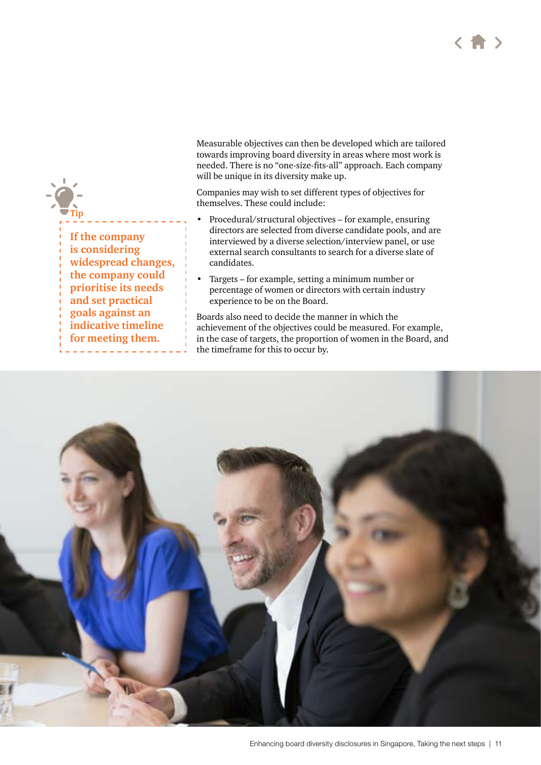> **Tip**
>
> **If the company is considering widespread changes, the company could prioritise its needs and set practical goals against an indicative timeline for meeting them.**

Measurable objectives can then be developed which are tailored towards improving board diversity in areas where most work is needed. There is no "one-size-fits-all" approach. Each company will be unique in its diversity make up.

Companies may wish to set different types of objectives for themselves. These could include:

- Procedural/structural objectives – for example, ensuring directors are selected from diverse candidate pools, and are interviewed by a diverse selection/interview panel, or use external search consultants to search for a diverse slate of candidates.
- Targets – for example, setting a minimum number or percentage of women or directors with certain industry experience to be on the Board.

Boards also need to decide the manner in which the achievement of the objectives could be measured. For example, in the case of targets, the proportion of women in the Board, and the timeframe for this to occur by.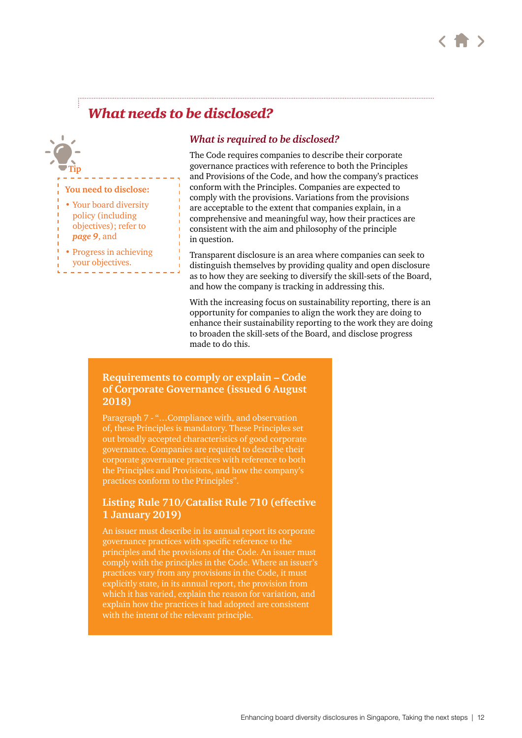## *What needs to be disclosed?*

Tip

**You need to disclose:**

- Your board diversity policy (including objectives); refer to ***page 9***, and
- Progress in achieving your objectives.

### *What is required to be disclosed?*

The Code requires companies to describe their corporate governance practices with reference to both the Principles and Provisions of the Code, and how the company's practices conform with the Principles. Companies are expected to comply with the provisions. Variations from the provisions are acceptable to the extent that companies explain, in a comprehensive and meaningful way, how their practices are consistent with the aim and philosophy of the principle in question.

Transparent disclosure is an area where companies can seek to distinguish themselves by providing quality and open disclosure as to how they are seeking to diversify the skill-sets of the Board, and how the company is tracking in addressing this.

With the increasing focus on sustainability reporting, there is an opportunity for companies to align the work they are doing to enhance their sustainability reporting to the work they are doing to broaden the skill-sets of the Board, and disclose progress made to do this.

#### Requirements to comply or explain – Code of Corporate Governance (issued 6 August 2018)

Paragraph 7 - "…Compliance with, and observation of, these Principles is mandatory. These Principles set out broadly accepted characteristics of good corporate governance. Companies are required to describe their corporate governance practices with reference to both the Principles and Provisions, and how the company's practices conform to the Principles".

#### Listing Rule 710/Catalist Rule 710 (effective 1 January 2019)

An issuer must describe in its annual report its corporate governance practices with specific reference to the principles and the provisions of the Code. An issuer must comply with the principles in the Code. Where an issuer's practices vary from any provisions in the Code, it must explicitly state, in its annual report, the provision from which it has varied, explain the reason for variation, and explain how the practices it had adopted are consistent with the intent of the relevant principle.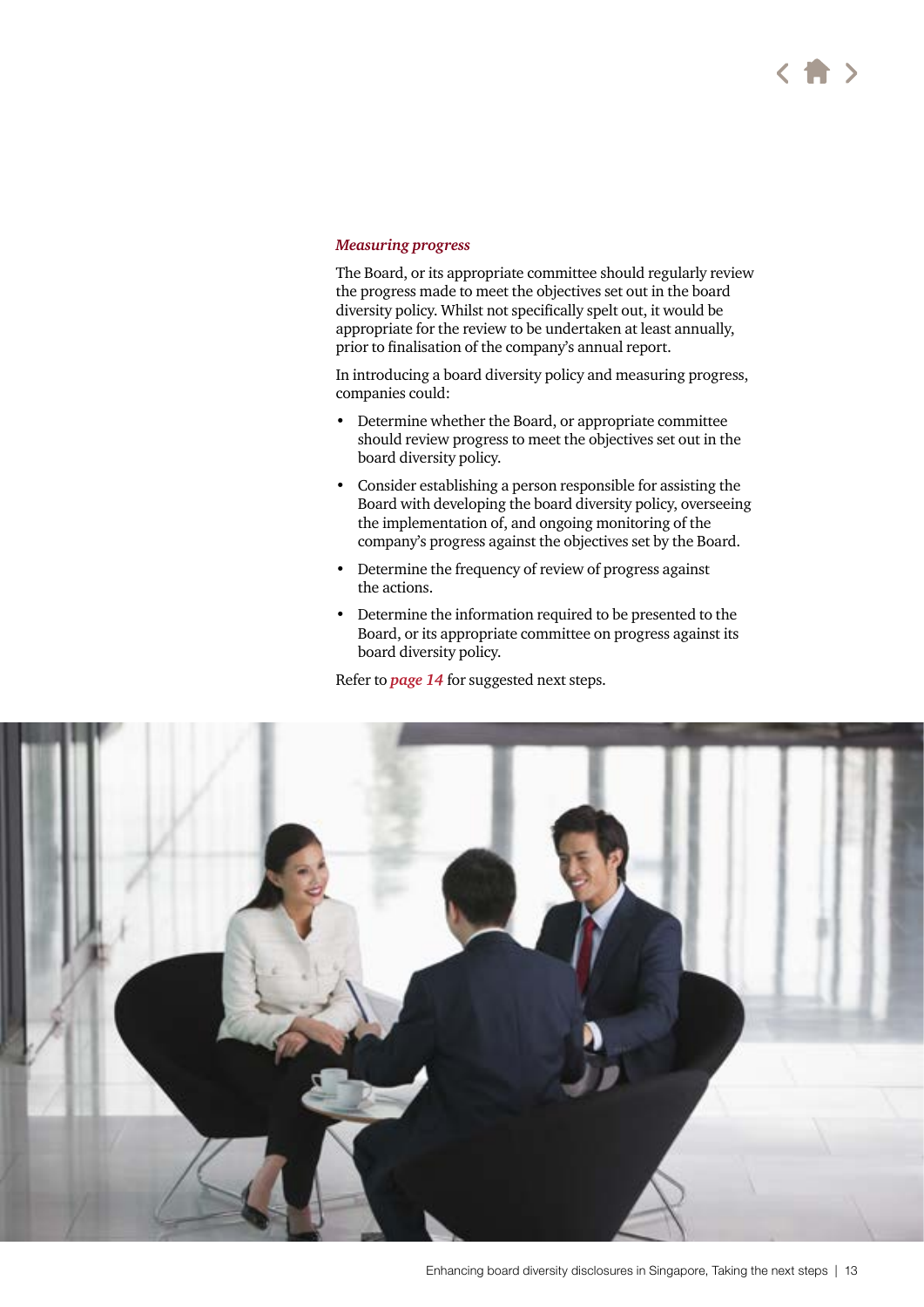***Measuring progress***

The Board, or its appropriate committee should regularly review the progress made to meet the objectives set out in the board diversity policy. Whilst not specifically spelt out, it would be appropriate for the review to be undertaken at least annually, prior to finalisation of the company's annual report.

In introducing a board diversity policy and measuring progress, companies could:

- Determine whether the Board, or appropriate committee should review progress to meet the objectives set out in the board diversity policy.
- Consider establishing a person responsible for assisting the Board with developing the board diversity policy, overseeing the implementation of, and ongoing monitoring of the company's progress against the objectives set by the Board.
- Determine the frequency of review of progress against the actions.
- Determine the information required to be presented to the Board, or its appropriate committee on progress against its board diversity policy.

Refer to ***page 14*** for suggested next steps.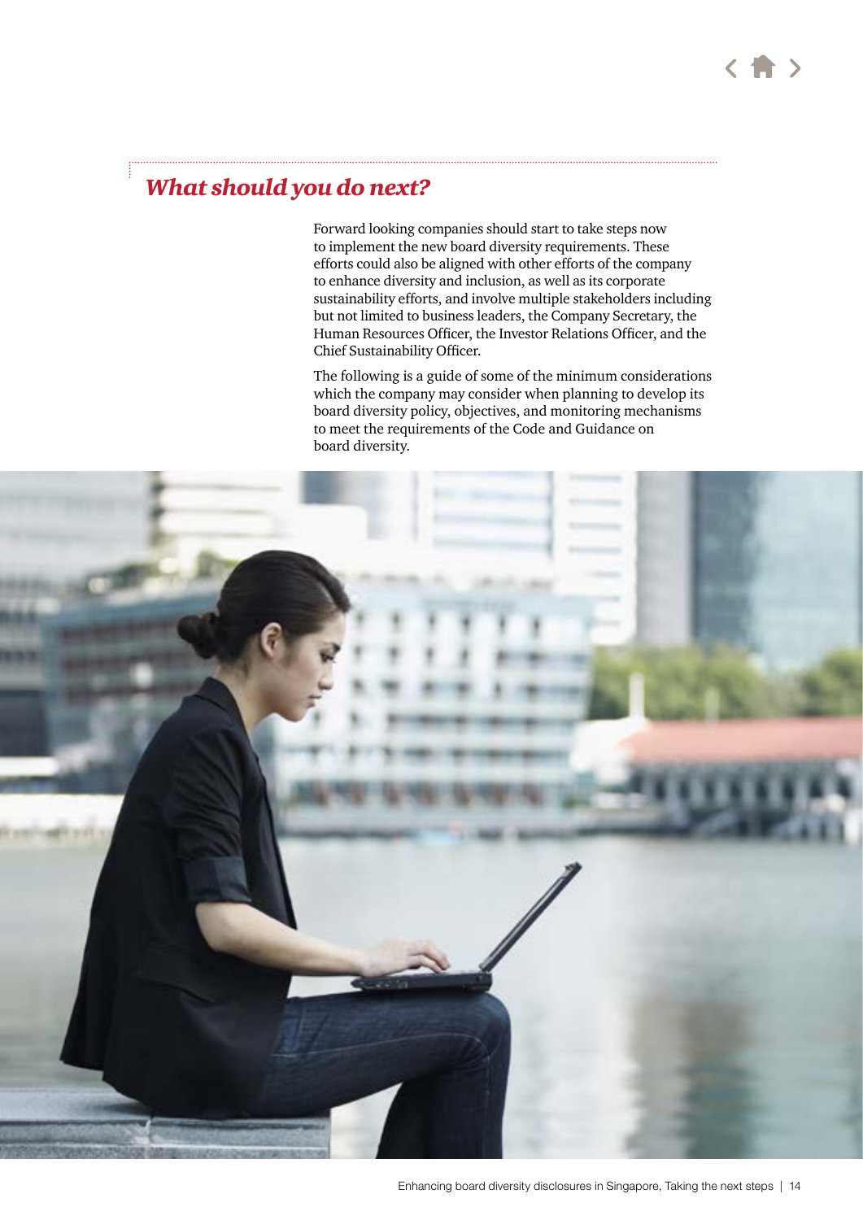## *What should you do next?*

Forward looking companies should start to take steps now to implement the new board diversity requirements. These efforts could also be aligned with other efforts of the company to enhance diversity and inclusion, as well as its corporate sustainability efforts, and involve multiple stakeholders including but not limited to business leaders, the Company Secretary, the Human Resources Officer, the Investor Relations Officer, and the Chief Sustainability Officer.

The following is a guide of some of the minimum considerations which the company may consider when planning to develop its board diversity policy, objectives, and monitoring mechanisms to meet the requirements of the Code and Guidance on board diversity.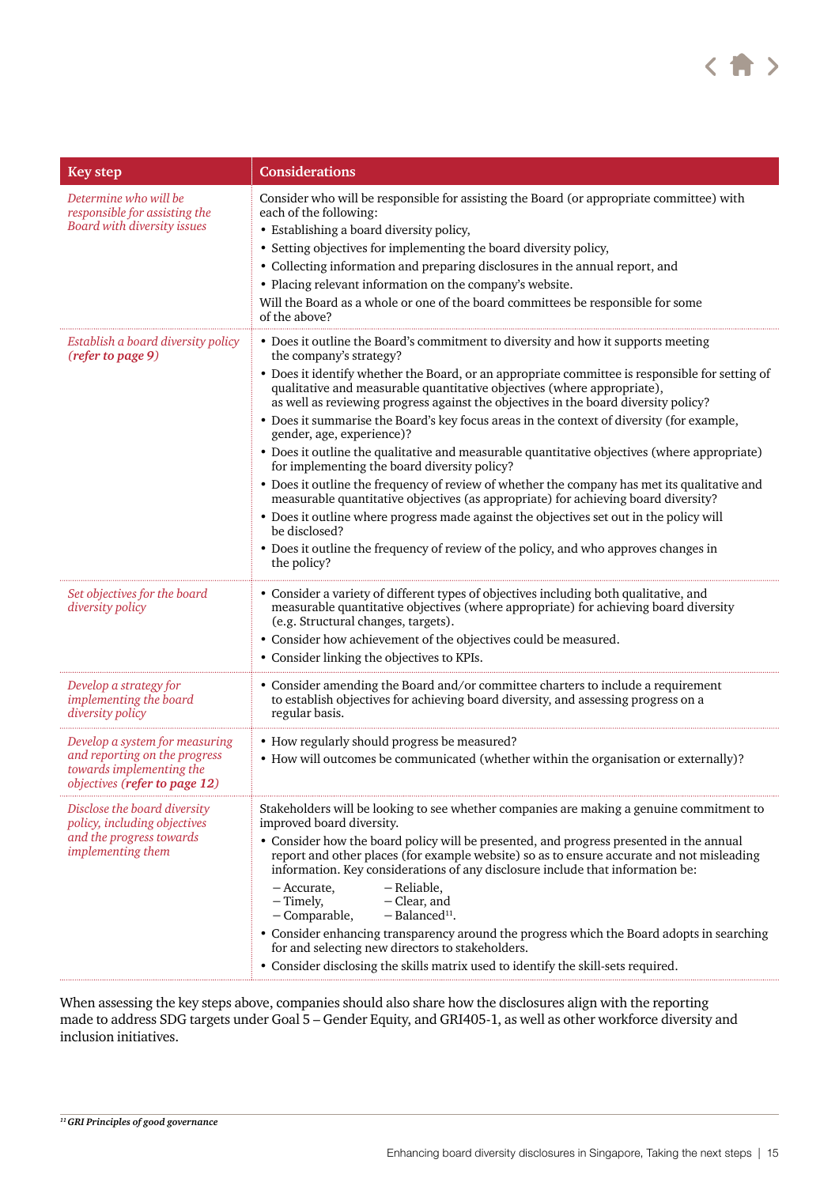| Key step | Considerations |
|---|---|
| *Determine who will be responsible for assisting the Board with diversity issues* | Consider who will be responsible for assisting the Board (or appropriate committee) with each of the following:<br>• Establishing a board diversity policy,<br>• Setting objectives for implementing the board diversity policy,<br>• Collecting information and preparing disclosures in the annual report, and<br>• Placing relevant information on the company's website.<br>Will the Board as a whole or one of the board committees be responsible for some of the above? |
| *Establish a board diversity policy **(refer to page 9)*** | • Does it outline the Board's commitment to diversity and how it supports meeting the company's strategy?<br>• Does it identify whether the Board, or an appropriate committee is responsible for setting of qualitative and measurable quantitative objectives (where appropriate), as well as reviewing progress against the objectives in the board diversity policy?<br>• Does it summarise the Board's key focus areas in the context of diversity (for example, gender, age, experience)?<br>• Does it outline the qualitative and measurable quantitative objectives (where appropriate) for implementing the board diversity policy?<br>• Does it outline the frequency of review of whether the company has met its qualitative and measurable quantitative objectives (as appropriate) for achieving board diversity?<br>• Does it outline where progress made against the objectives set out in the policy will be disclosed?<br>• Does it outline the frequency of review of the policy, and who approves changes in the policy? |
| *Set objectives for the board diversity policy* | • Consider a variety of different types of objectives including both qualitative, and measurable quantitative objectives (where appropriate) for achieving board diversity (e.g. Structural changes, targets).<br>• Consider how achievement of the objectives could be measured.<br>• Consider linking the objectives to KPIs. |
| *Develop a strategy for implementing the board diversity policy* | • Consider amending the Board and/or committee charters to include a requirement to establish objectives for achieving board diversity, and assessing progress on a regular basis. |
| *Develop a system for measuring and reporting on the progress towards implementing the objectives **(refer to page 12)*** | • How regularly should progress be measured?<br>• How will outcomes be communicated (whether within the organisation or externally)? |
| *Disclose the board diversity policy, including objectives and the progress towards implementing them* | Stakeholders will be looking to see whether companies are making a genuine commitment to improved board diversity.<br>• Consider how the board policy will be presented, and progress presented in the annual report and other places (for example website) so as to ensure accurate and not misleading information. Key considerations of any disclosure include that information be:<br>– Accurate, – Reliable,<br>– Timely, – Clear, and<br>– Comparable, – Balanced[11].<br>• Consider enhancing transparency around the progress which the Board adopts in searching for and selecting new directors to stakeholders.<br>• Consider disclosing the skills matrix used to identify the skill-sets required. |

When assessing the key steps above, companies should also share how the disclosures align with the reporting made to address SDG targets under Goal 5 – Gender Equity, and GRI405-1, as well as other workforce diversity and inclusion initiatives.

[11] *GRI Principles of good governance*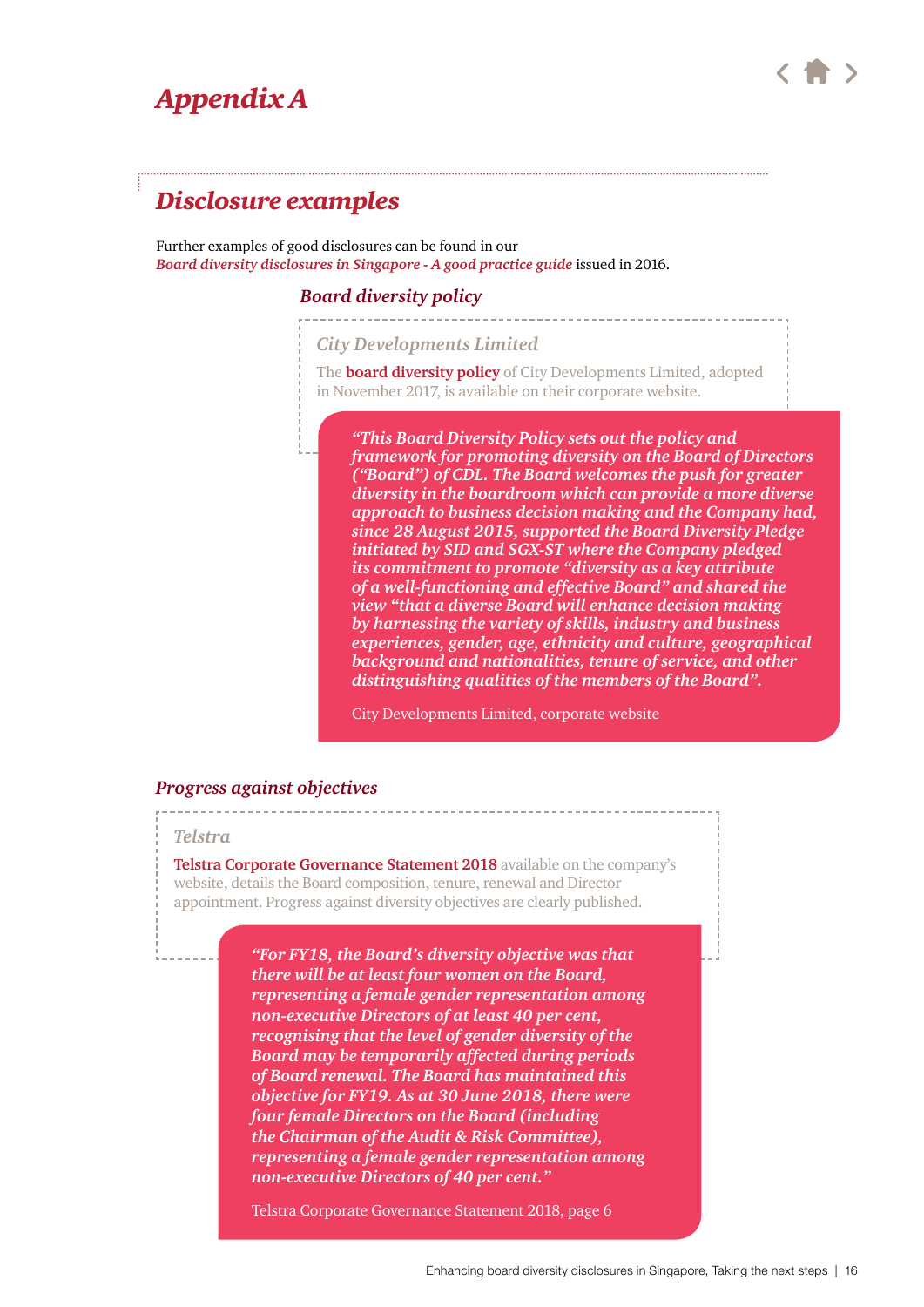# *Appendix A*

## *Disclosure examples*

Further examples of good disclosures can be found in our *Board diversity disclosures in Singapore - A good practice guide* issued in 2016.

### *Board diversity policy*

#### *City Developments Limited*

The **board diversity policy** of City Developments Limited, adopted in November 2017, is available on their corporate website.

> *"This Board Diversity Policy sets out the policy and framework for promoting diversity on the Board of Directors ("Board") of CDL. The Board welcomes the push for greater diversity in the boardroom which can provide a more diverse approach to business decision making and the Company had, since 28 August 2015, supported the Board Diversity Pledge initiated by SID and SGX-ST where the Company pledged its commitment to promote "diversity as a key attribute of a well-functioning and effective Board" and shared the view "that a diverse Board will enhance decision making by harnessing the variety of skills, industry and business experiences, gender, age, ethnicity and culture, geographical background and nationalities, tenure of service, and other distinguishing qualities of the members of the Board".*
>
> City Developments Limited, corporate website

### *Progress against objectives*

#### *Telstra*

**Telstra Corporate Governance Statement 2018** available on the company's website, details the Board composition, tenure, renewal and Director appointment. Progress against diversity objectives are clearly published.

> *"For FY18, the Board's diversity objective was that there will be at least four women on the Board, representing a female gender representation among non-executive Directors of at least 40 per cent, recognising that the level of gender diversity of the Board may be temporarily affected during periods of Board renewal. The Board has maintained this objective for FY19. As at 30 June 2018, there were four female Directors on the Board (including the Chairman of the Audit & Risk Committee), representing a female gender representation among non-executive Directors of 40 per cent."*
>
> Telstra Corporate Governance Statement 2018, page 6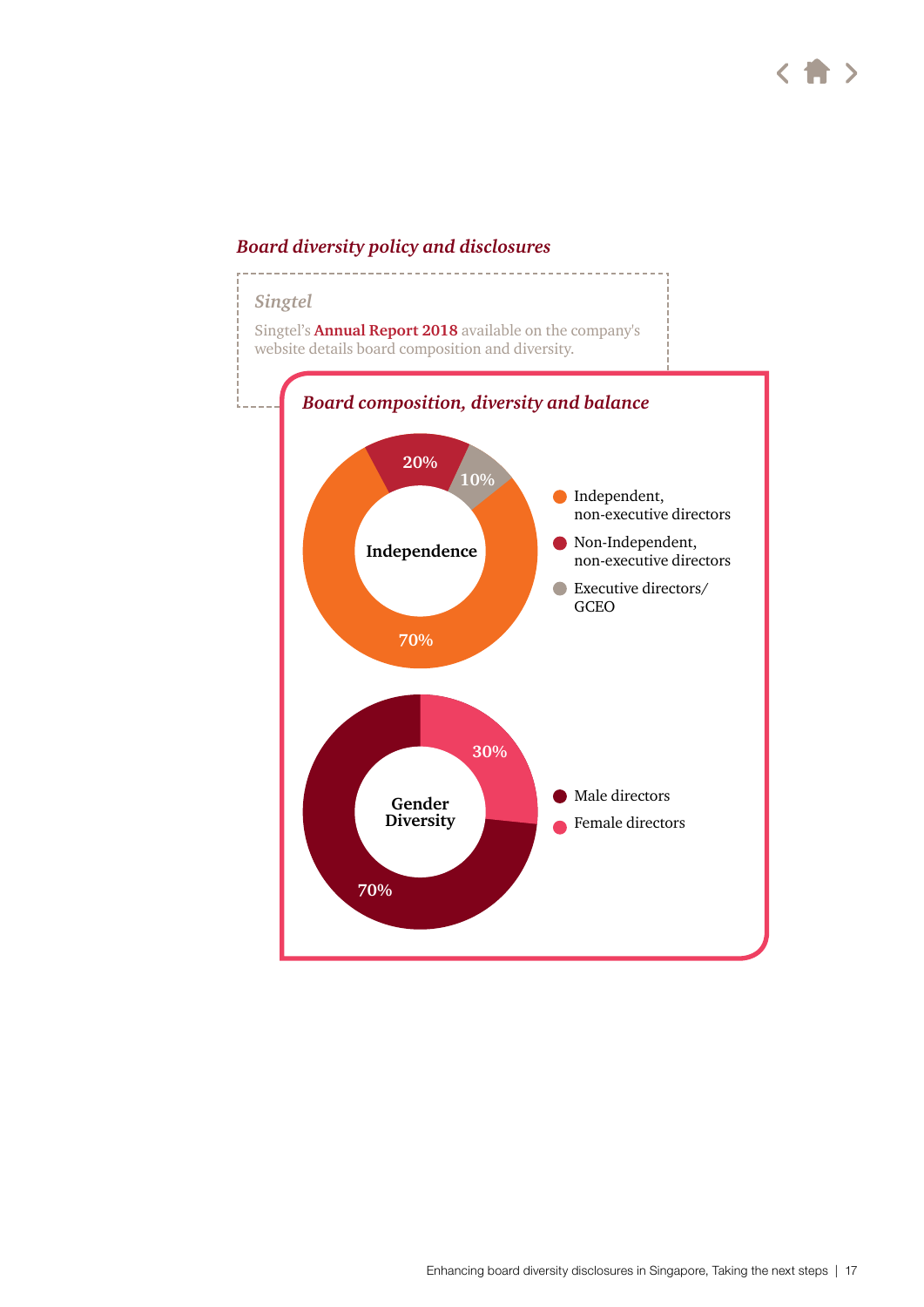## *Board diversity policy and disclosures*

### *Singtel*

Singtel's **Annual Report 2018** available on the company's website details board composition and diversity.

### *Board composition, diversity and balance*

**Independence**

- Independent, non-executive directors: 70%
- Non-Independent, non-executive directors: 20%
- Executive directors/GCEO: 10%

**Gender Diversity**

- Male directors: 70%
- Female directors: 30%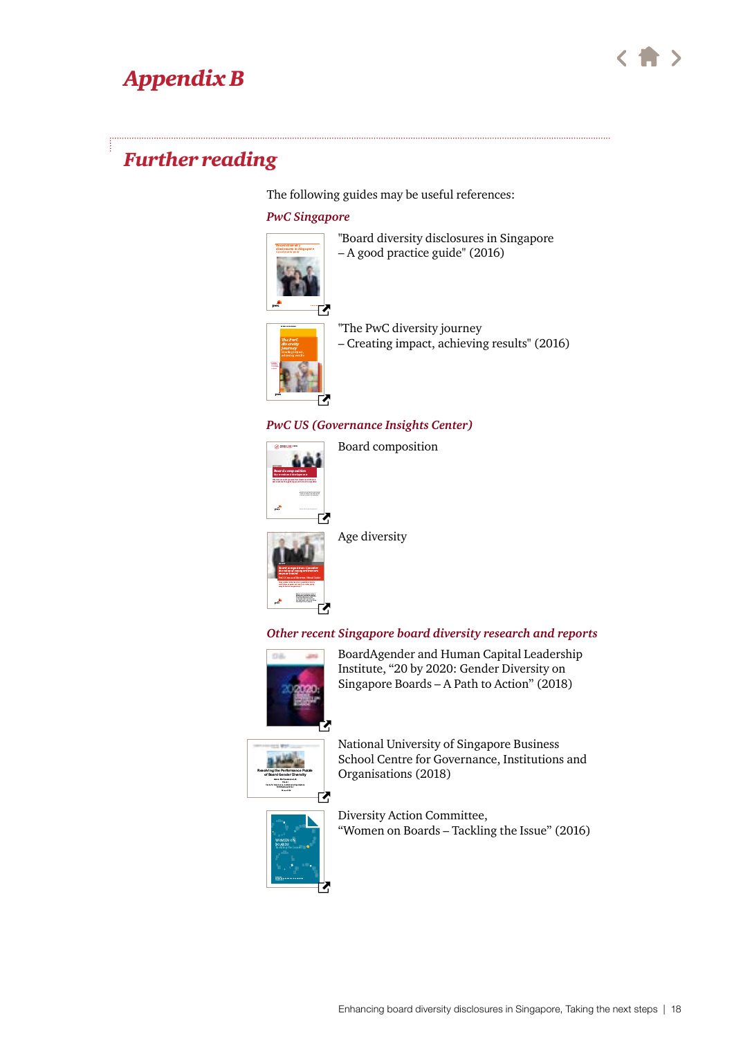# *Appendix B*

## *Further reading*

The following guides may be useful references:

### *PwC Singapore*

"Board diversity disclosures in Singapore – A good practice guide" (2016)

"The PwC diversity journey – Creating impact, achieving results" (2016)

### *PwC US (Governance Insights Center)*

Board composition

Age diversity

### *Other recent Singapore board diversity research and reports*

BoardAgender and Human Capital Leadership Institute, “20 by 2020: Gender Diversity on Singapore Boards – A Path to Action” (2018)

National University of Singapore Business School Centre for Governance, Institutions and Organisations (2018)

Diversity Action Committee, “Women on Boards – Tackling the Issue” (2016)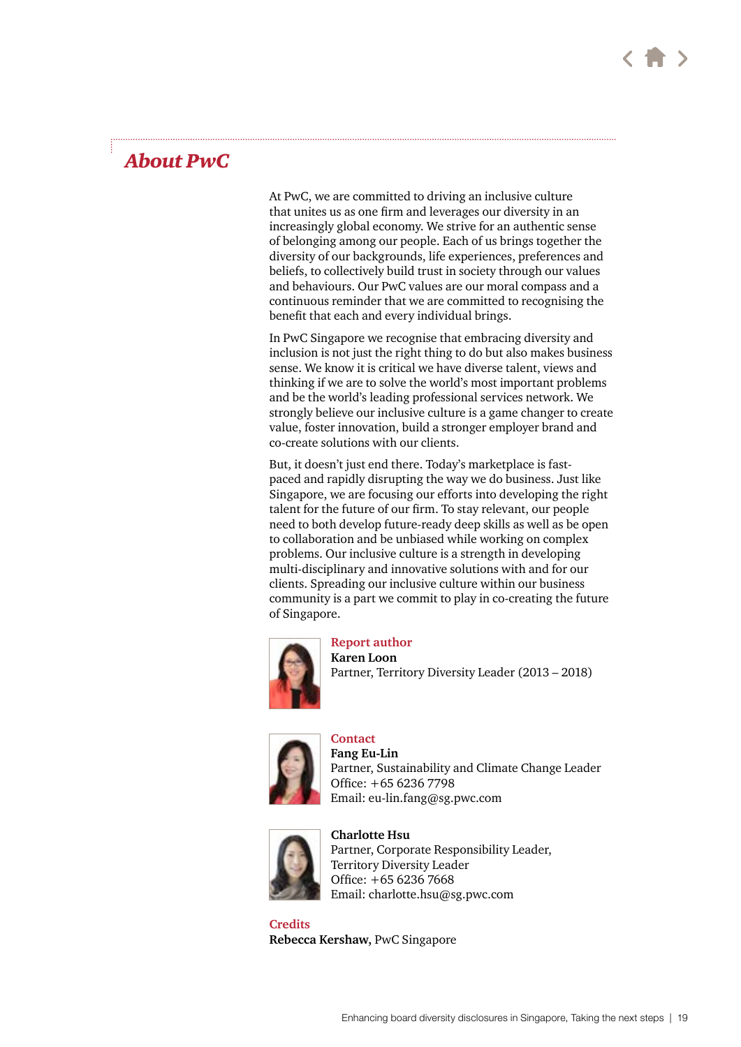## *About PwC*

At PwC, we are committed to driving an inclusive culture that unites us as one firm and leverages our diversity in an increasingly global economy. We strive for an authentic sense of belonging among our people. Each of us brings together the diversity of our backgrounds, life experiences, preferences and beliefs, to collectively build trust in society through our values and behaviours. Our PwC values are our moral compass and a continuous reminder that we are committed to recognising the benefit that each and every individual brings.

In PwC Singapore we recognise that embracing diversity and inclusion is not just the right thing to do but also makes business sense. We know it is critical we have diverse talent, views and thinking if we are to solve the world's most important problems and be the world's leading professional services network. We strongly believe our inclusive culture is a game changer to create value, foster innovation, build a stronger employer brand and co-create solutions with our clients.

But, it doesn't just end there. Today's marketplace is fast-paced and rapidly disrupting the way we do business. Just like Singapore, we are focusing our efforts into developing the right talent for the future of our firm. To stay relevant, our people need to both develop future-ready deep skills as well as be open to collaboration and be unbiased while working on complex problems. Our inclusive culture is a strength in developing multi-disciplinary and innovative solutions with and for our clients. Spreading our inclusive culture within our business community is a part we commit to play in co-creating the future of Singapore.

**Report author**
**Karen Loon**
Partner, Territory Diversity Leader (2013 – 2018)

**Contact**
**Fang Eu-Lin**
Partner, Sustainability and Climate Change Leader
Office: +65 6236 7798
Email: eu-lin.fang@sg.pwc.com

**Charlotte Hsu**
Partner, Corporate Responsibility Leader, Territory Diversity Leader
Office: +65 6236 7668
Email: charlotte.hsu@sg.pwc.com

**Credits**
**Rebecca Kershaw,** PwC Singapore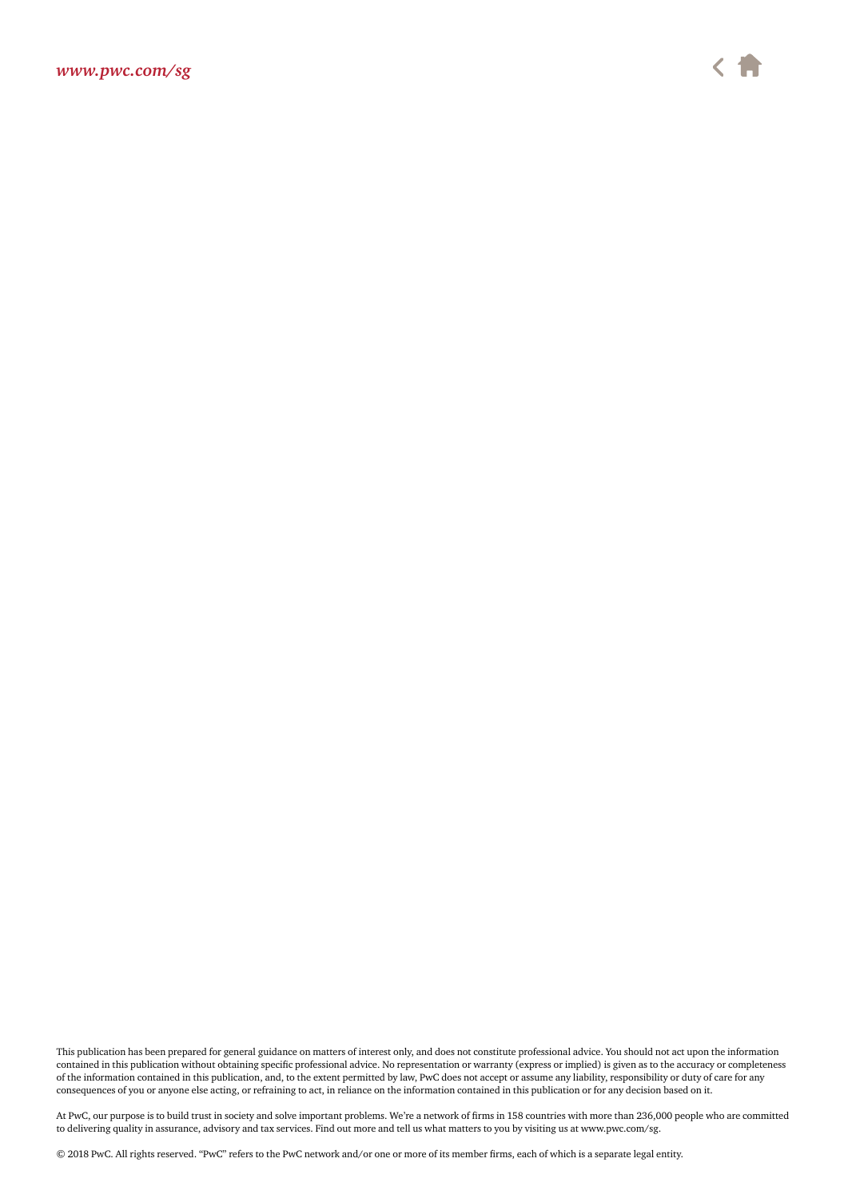*www.pwc.com/sg*

This publication has been prepared for general guidance on matters of interest only, and does not constitute professional advice. You should not act upon the information contained in this publication without obtaining specific professional advice. No representation or warranty (express or implied) is given as to the accuracy or completeness of the information contained in this publication, and, to the extent permitted by law, PwC does not accept or assume any liability, responsibility or duty of care for any consequences of you or anyone else acting, or refraining to act, in reliance on the information contained in this publication or for any decision based on it.

At PwC, our purpose is to build trust in society and solve important problems. We're a network of firms in 158 countries with more than 236,000 people who are committed to delivering quality in assurance, advisory and tax services. Find out more and tell us what matters to you by visiting us at www.pwc.com/sg.

© 2018 PwC. All rights reserved. "PwC" refers to the PwC network and/or one or more of its member firms, each of which is a separate legal entity.